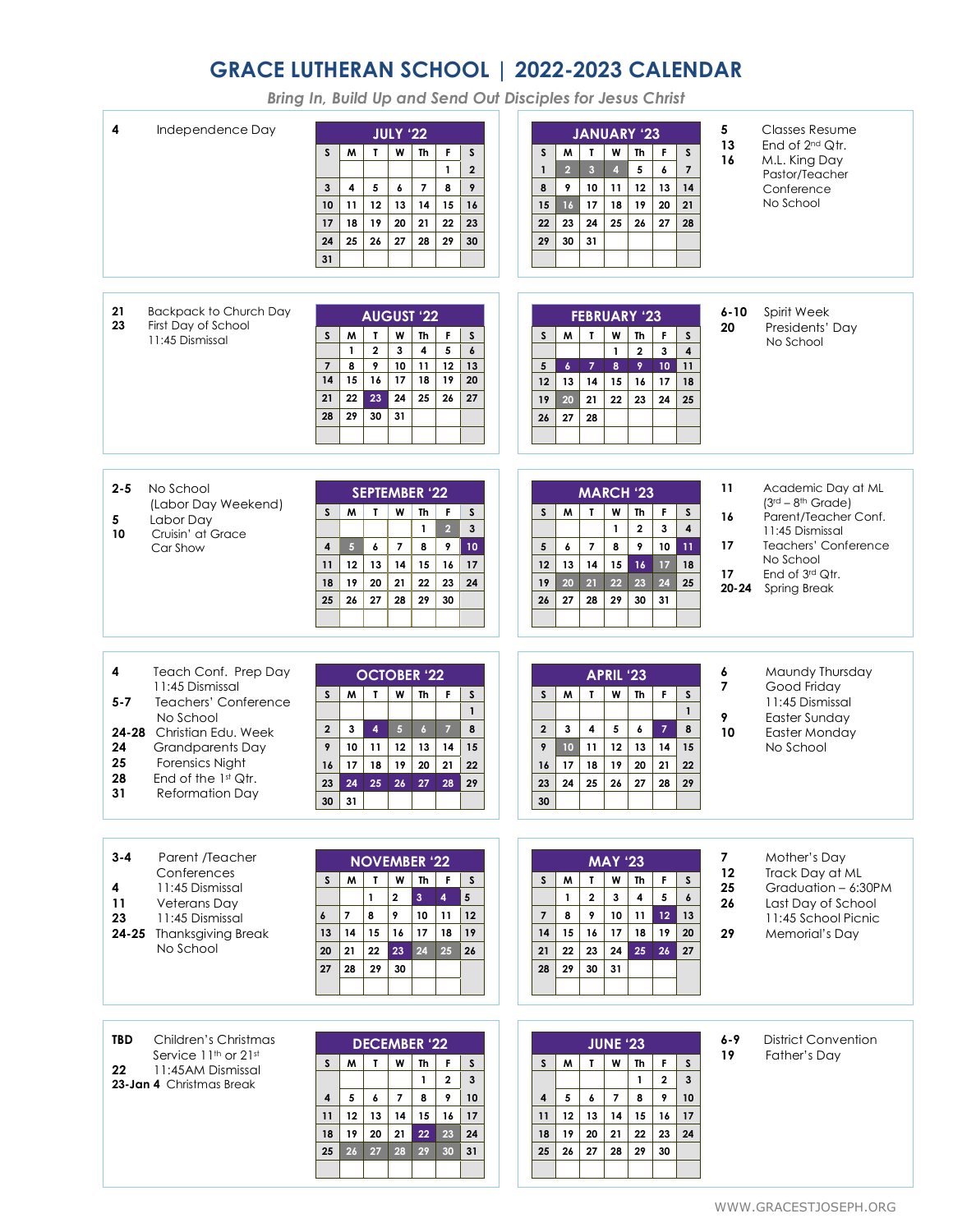# GRACE LUTHERAN SCHOOL | 2022-2023 CALENDAR

*Bring In, Build Up and Send Out Disciples for Jesus Christ*

**4** Independence Day

### JULY '22

| S | M | T | W | Th | F | S |
|---|---|---|---|---|---|---|
| | | | | | 1 | 2 |
| 3 | 4 | 5 | 6 | 7 | 8 | 9 |
| 10 | 11 | 12 | 13 | 14 | 15 | 16 |
| 17 | 18 | 19 | 20 | 21 | 22 | 23 |
| 24 | 25 | 26 | 27 | 28 | 29 | 30 |
| 31 | | | | | | |

**21** Backpack to Church Day
**23** First Day of School
11:45 Dismissal

### AUGUST '22

| S | M | T | W | Th | F | S |
|---|---|---|---|---|---|---|
| | 1 | 2 | 3 | 4 | 5 | 6 |
| 7 | 8 | 9 | 10 | 11 | 12 | 13 |
| 14 | 15 | 16 | 17 | 18 | 19 | 20 |
| 21 | 22 | 23 | 24 | 25 | 26 | 27 |
| 28 | 29 | 30 | 31 | | | |

**2-5** No School
(Labor Day Weekend)
**5** Labor Day
**10** Cruisin' at Grace
Car Show

### SEPTEMBER '22

| S | M | T | W | Th | F | S |
|---|---|---|---|---|---|---|
| | | | | 1 | 2 | 3 |
| 4 | 5 | 6 | 7 | 8 | 9 | 10 |
| 11 | 12 | 13 | 14 | 15 | 16 | 17 |
| 18 | 19 | 20 | 21 | 22 | 23 | 24 |
| 25 | 26 | 27 | 28 | 29 | 30 | |

**4** Teach Conf. Prep Day
11:45 Dismissal
**5-7** Teachers' Conference
No School
**24-28** Christian Edu. Week
**24** Grandparents Day
**25** Forensics Night
**28** End of the 1st Qtr.
**31** Reformation Day

### OCTOBER '22

| S | M | T | W | Th | F | S |
|---|---|---|---|---|---|---|
| | | | | | | 1 |
| 2 | 3 | 4 | 5 | 6 | 7 | 8 |
| 9 | 10 | 11 | 12 | 13 | 14 | 15 |
| 16 | 17 | 18 | 19 | 20 | 21 | 22 |
| 23 | 24 | 25 | 26 | 27 | 28 | 29 |
| 30 | 31 | | | | | |

**3-4** Parent /Teacher
Conferences
**4** 11:45 Dismissal
**11** Veterans Day
**23** 11:45 Dismissal
**24-25** Thanksgiving Break
No School

### NOVEMBER '22

| S | M | T | W | Th | F | S |
|---|---|---|---|---|---|---|
| | | 1 | 2 | 3 | 4 | 5 |
| 6 | 7 | 8 | 9 | 10 | 11 | 12 |
| 13 | 14 | 15 | 16 | 17 | 18 | 19 |
| 20 | 21 | 22 | 23 | 24 | 25 | 26 |
| 27 | 28 | 29 | 30 | | | |

**TBD** Children's Christmas
Service 11th or 21st
**22** 11:45AM Dismissal
**23-Jan 4** Christmas Break

### DECEMBER '22

| S | M | T | W | Th | F | S |
|---|---|---|---|---|---|---|
| | | | | 1 | 2 | 3 |
| 4 | 5 | 6 | 7 | 8 | 9 | 10 |
| 11 | 12 | 13 | 14 | 15 | 16 | 17 |
| 18 | 19 | 20 | 21 | 22 | 23 | 24 |
| 25 | 26 | 27 | 28 | 29 | 30 | 31 |

### JANUARY '23

| S | M | T | W | Th | F | S |
|---|---|---|---|---|---|---|
| 1 | 2 | 3 | 4 | 5 | 6 | 7 |
| 8 | 9 | 10 | 11 | 12 | 13 | 14 |
| 15 | 16 | 17 | 18 | 19 | 20 | 21 |
| 22 | 23 | 24 | 25 | 26 | 27 | 28 |
| 29 | 30 | 31 | | | | |

**5** Classes Resume
**13** End of 2nd Qtr.
**16** M.L. King Day
Pastor/Teacher
Conference
No School

### FEBRUARY '23

| S | M | T | W | Th | F | S |
|---|---|---|---|---|---|---|
| | | | 1 | 2 | 3 | 4 |
| 5 | 6 | 7 | 8 | 9 | 10 | 11 |
| 12 | 13 | 14 | 15 | 16 | 17 | 18 |
| 19 | 20 | 21 | 22 | 23 | 24 | 25 |
| 26 | 27 | 28 | | | | |

**6-10** Spirit Week
**20** Presidents' Day
No School

### MARCH '23

| S | M | T | W | Th | F | S |
|---|---|---|---|---|---|---|
| | | | 1 | 2 | 3 | 4 |
| 5 | 6 | 7 | 8 | 9 | 10 | 11 |
| 12 | 13 | 14 | 15 | 16 | 17 | 18 |
| 19 | 20 | 21 | 22 | 23 | 24 | 25 |
| 26 | 27 | 28 | 29 | 30 | 31 | |

**11** Academic Day at ML
(3rd – 8th Grade)
**16** Parent/Teacher Conf.
11:45 Dismissal
**17** Teachers' Conference
No School
**17** End of 3rd Qtr.
**20-24** Spring Break

### APRIL '23

| S | M | T | W | Th | F | S |
|---|---|---|---|---|---|---|
| | | | | | | 1 |
| 2 | 3 | 4 | 5 | 6 | 7 | 8 |
| 9 | 10 | 11 | 12 | 13 | 14 | 15 |
| 16 | 17 | 18 | 19 | 20 | 21 | 22 |
| 23 | 24 | 25 | 26 | 27 | 28 | 29 |
| 30 | | | | | | |

**6** Maundy Thursday
**7** Good Friday
11:45 Dismissal
**9** Easter Sunday
**10** Easter Monday
No School

### MAY '23

| S | M | T | W | Th | F | S |
|---|---|---|---|---|---|---|
| | 1 | 2 | 3 | 4 | 5 | 6 |
| 7 | 8 | 9 | 10 | 11 | 12 | 13 |
| 14 | 15 | 16 | 17 | 18 | 19 | 20 |
| 21 | 22 | 23 | 24 | 25 | 26 | 27 |
| 28 | 29 | 30 | 31 | | | |

**7** Mother's Day
**12** Track Day at ML
**25** Graduation – 6:30PM
**26** Last Day of School
11:45 School Picnic
**29** Memorial's Day

### JUNE '23

| S | M | T | W | Th | F | S |
|---|---|---|---|---|---|---|
| | | | | 1 | 2 | 3 |
| 4 | 5 | 6 | 7 | 8 | 9 | 10 |
| 11 | 12 | 13 | 14 | 15 | 16 | 17 |
| 18 | 19 | 20 | 21 | 22 | 23 | 24 |
| 25 | 26 | 27 | 28 | 29 | 30 | |

**6-9** District Convention
**19** Father's Day

WWW.GRACESTJOSEPH.ORG